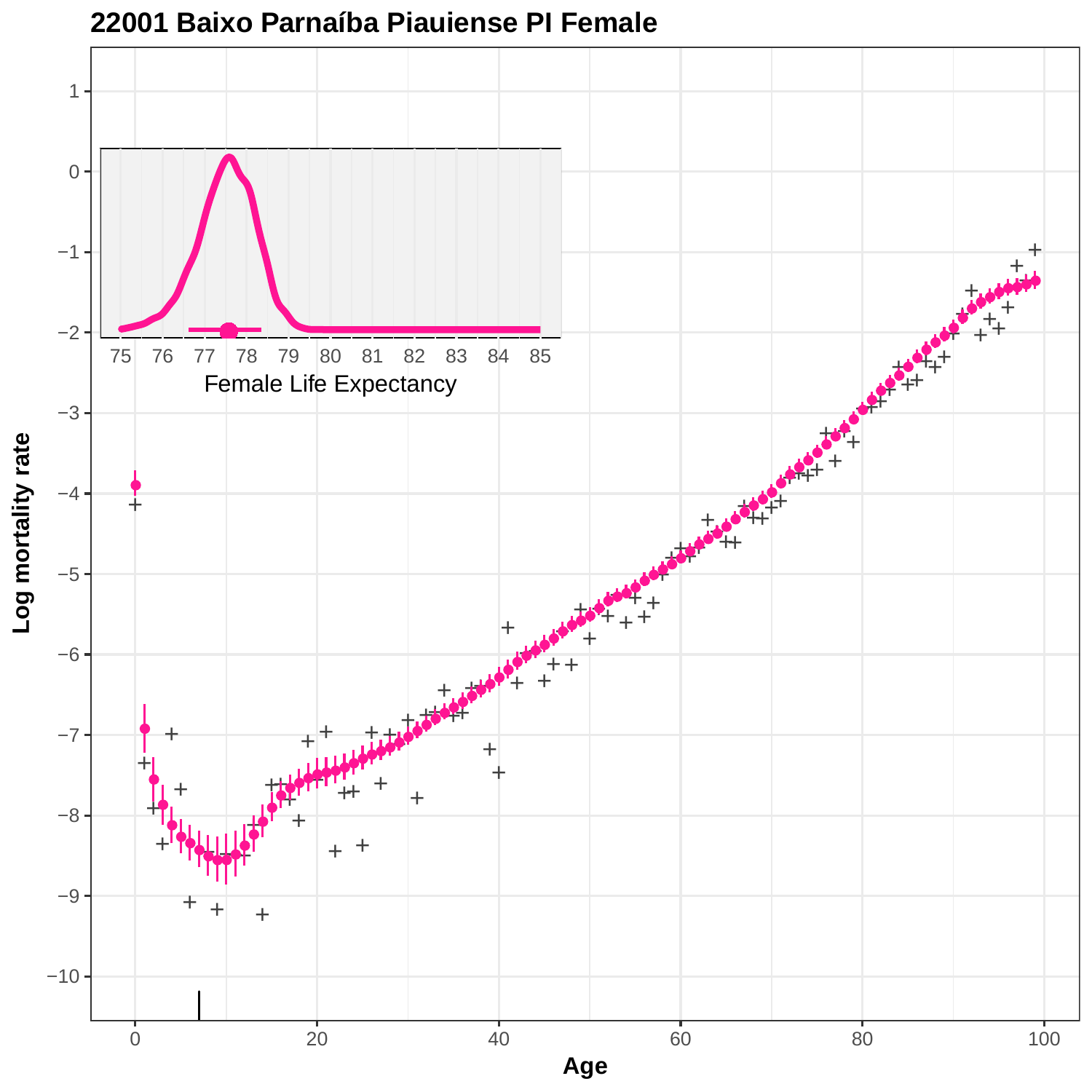# 22001 Baixo Parnaíba Piauiense PI Female

Log mortality rate

Age

Female Life Expectancy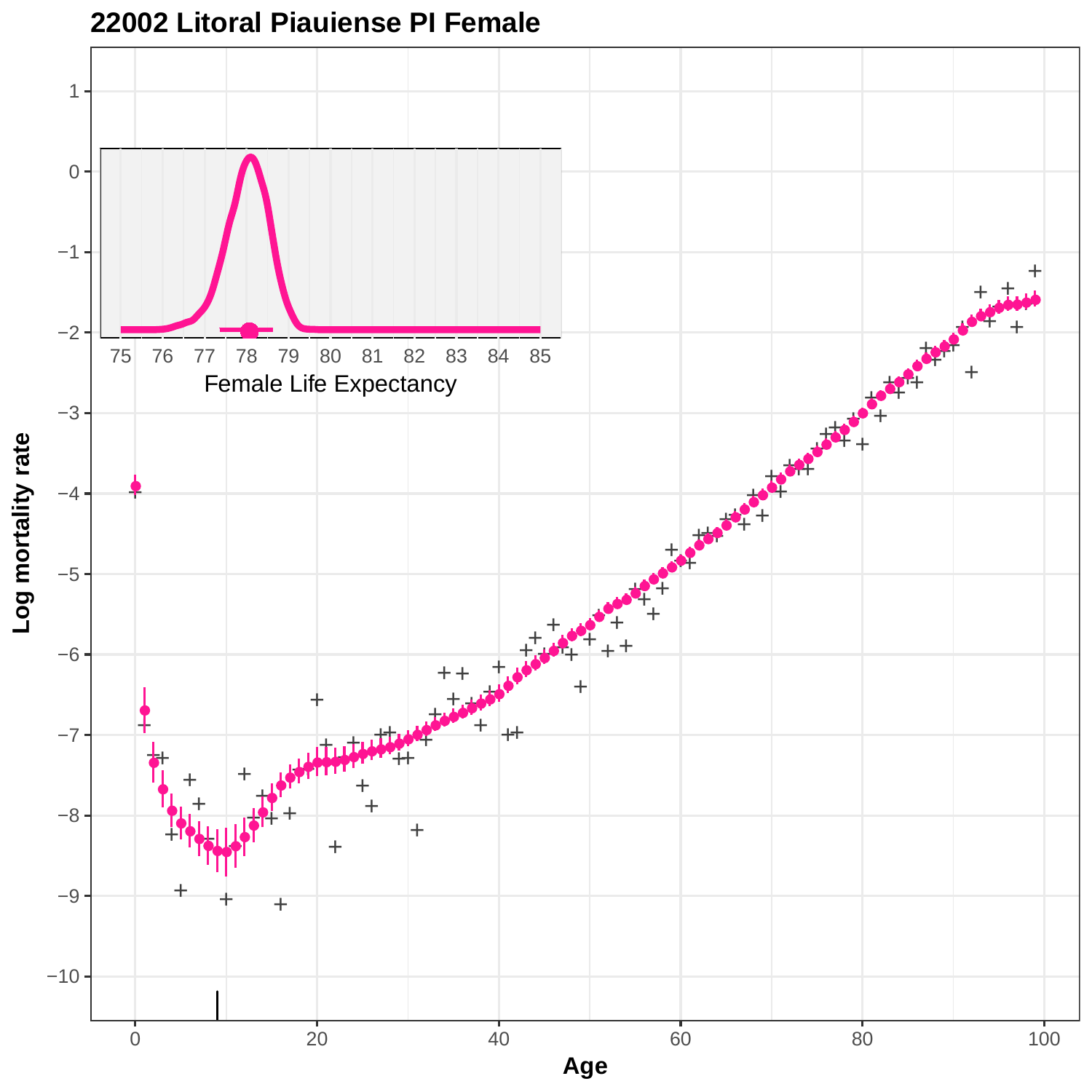## 22002 Litoral Piauiense PI Female

Log mortality rate

Age

Female Life Expectancy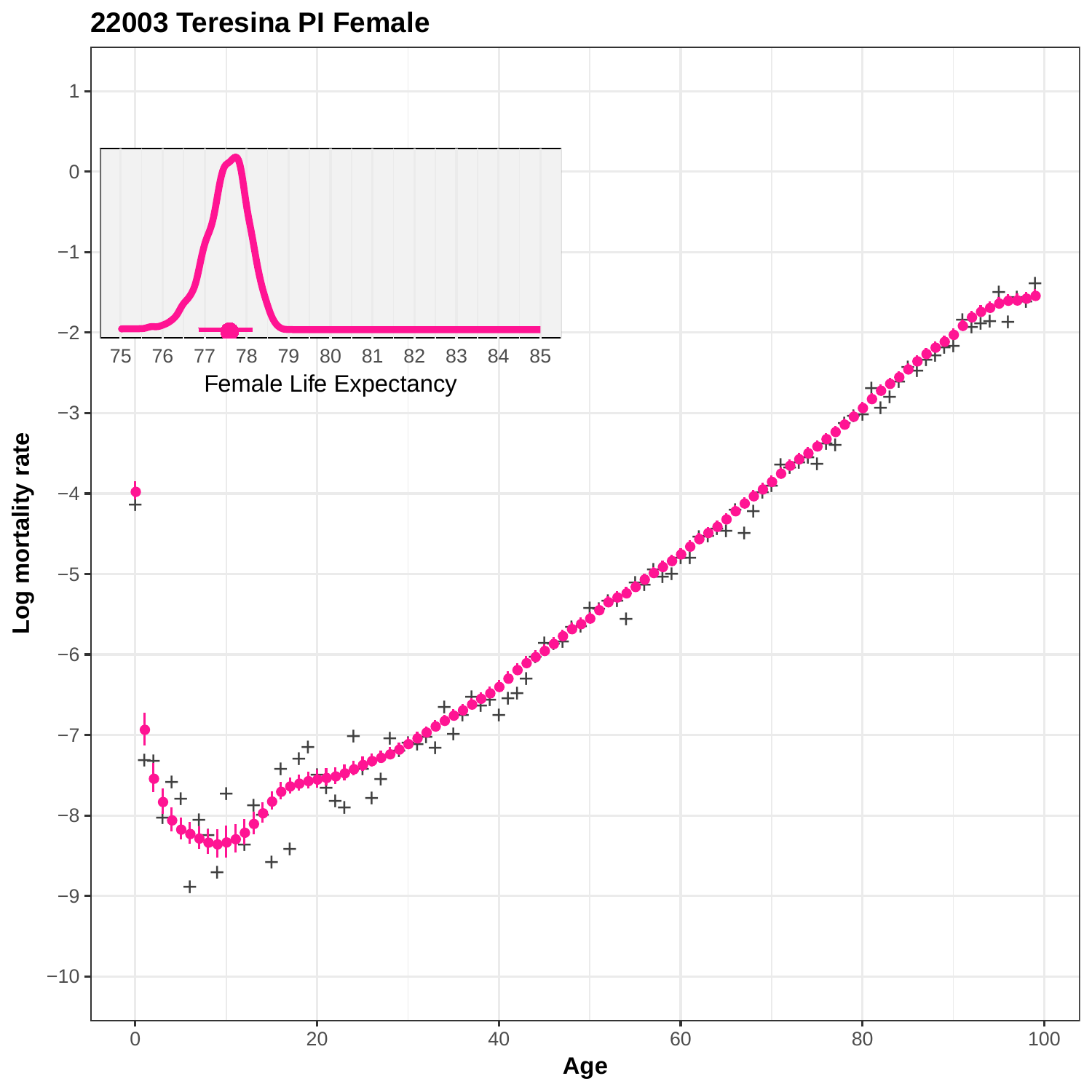# 22003 Teresina PI Female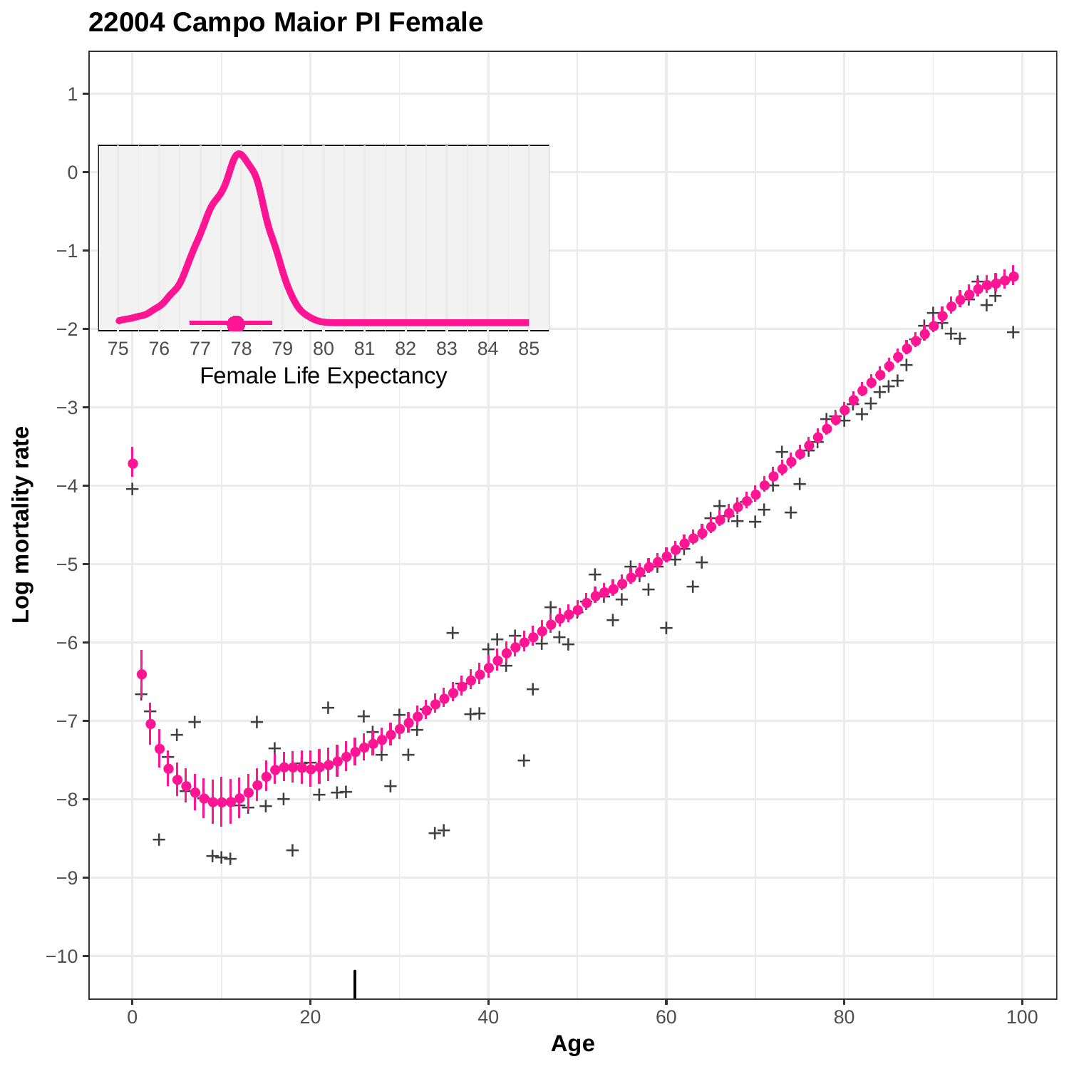**22004 Campo Maior PI Female**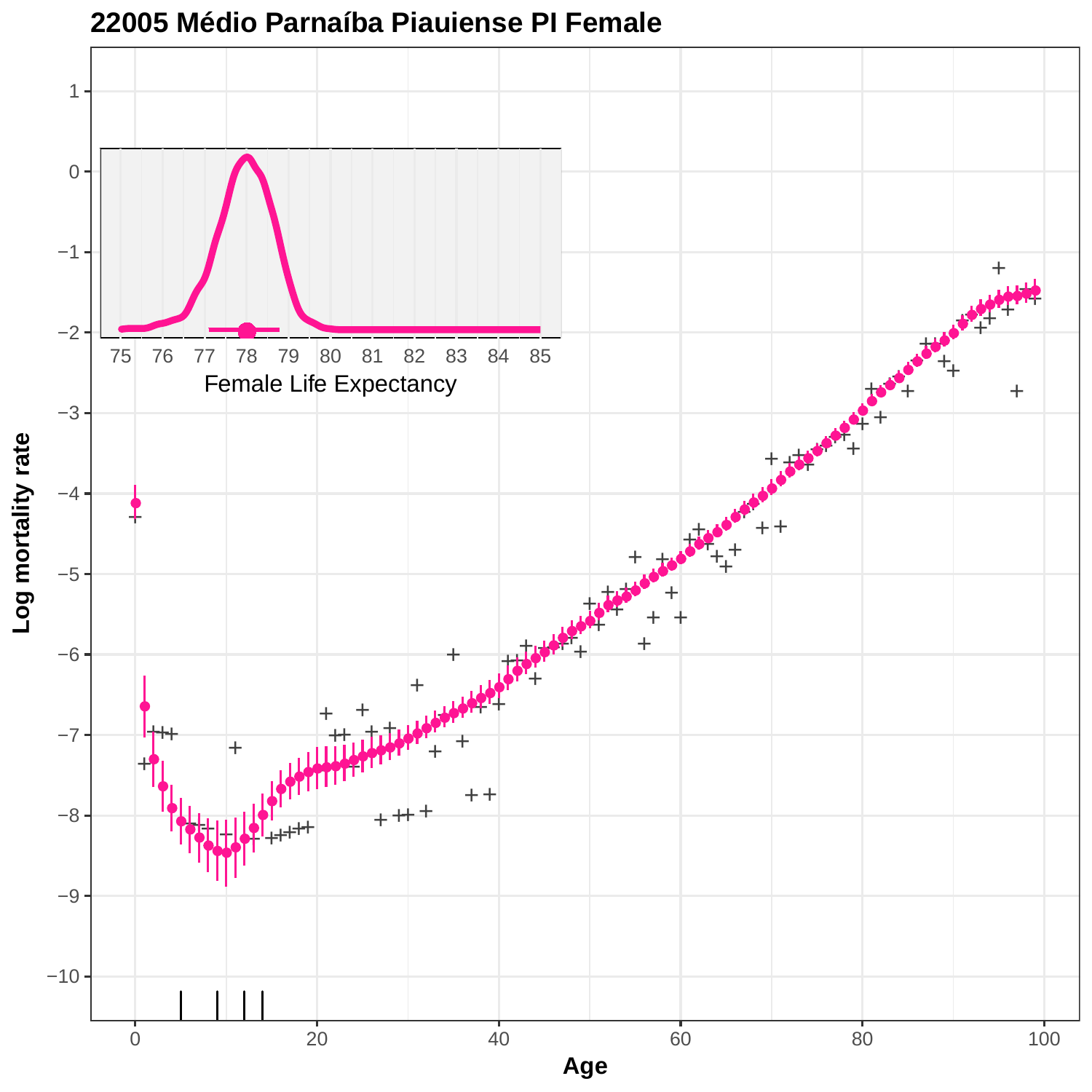# 22005 Médio Parnaíba Piauiense PI Female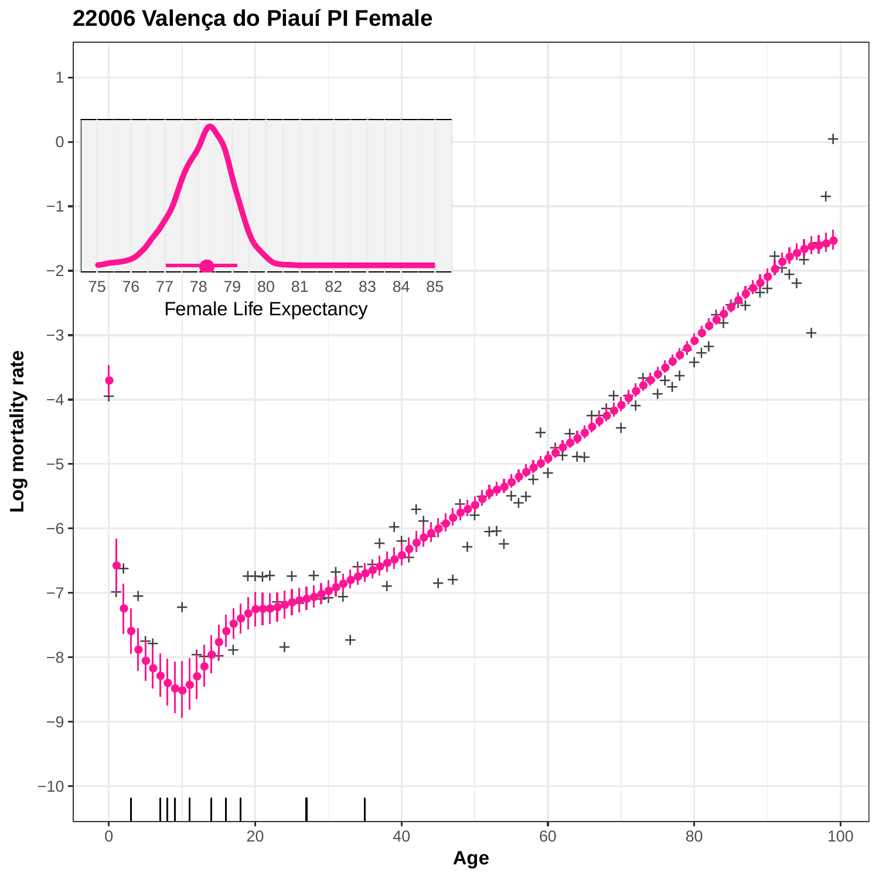## 22006 Valença do Piauí PI Female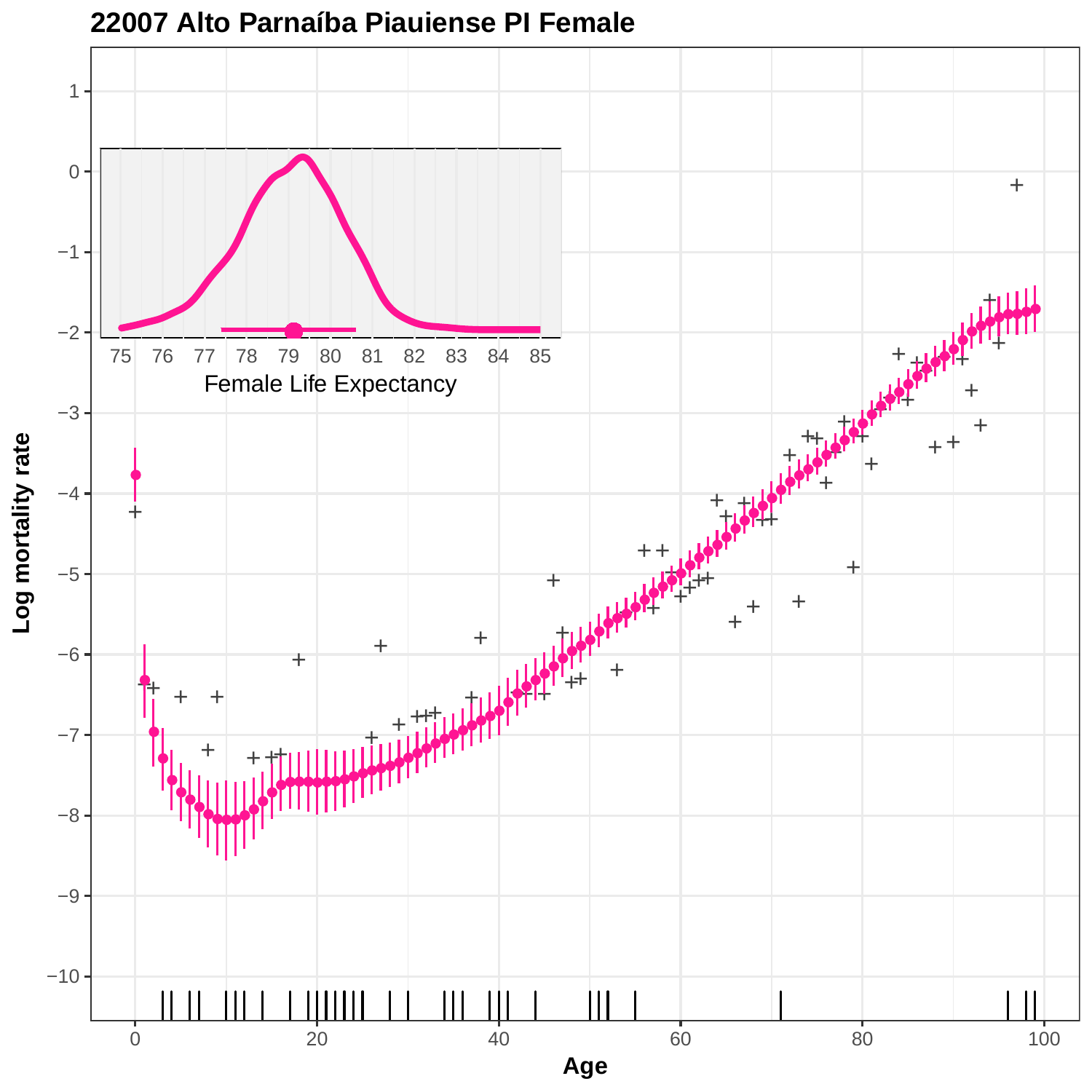# 22007 Alto Parnaíba Piauiense PI Female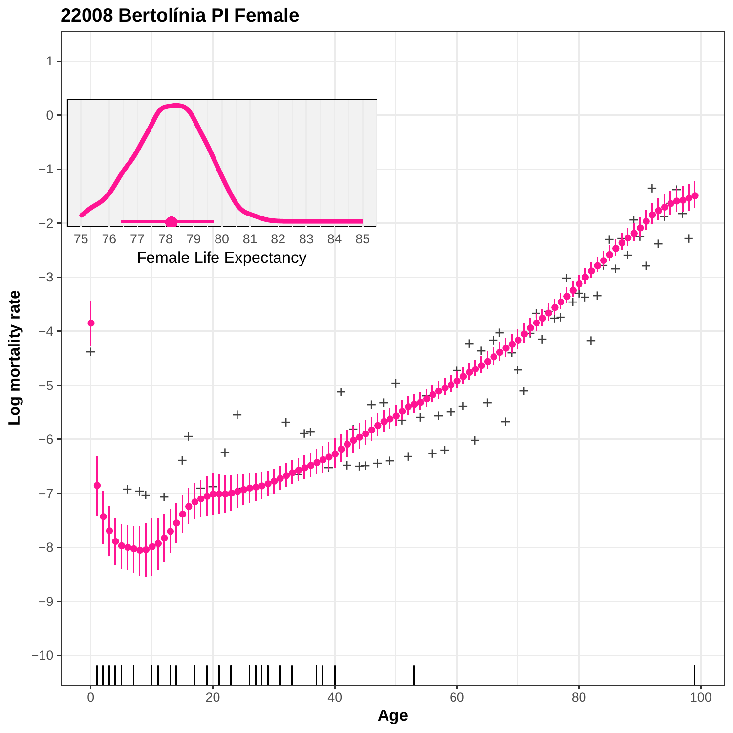# 22008 Bertolínia PI Female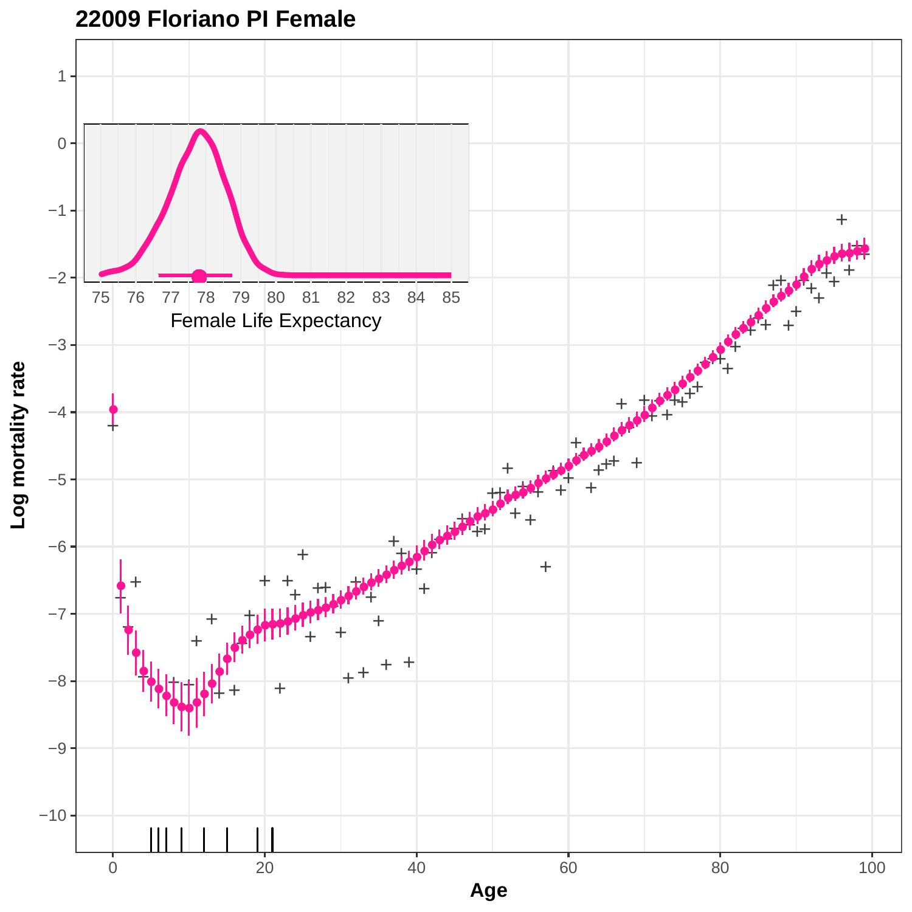# 22009 Floriano PI Female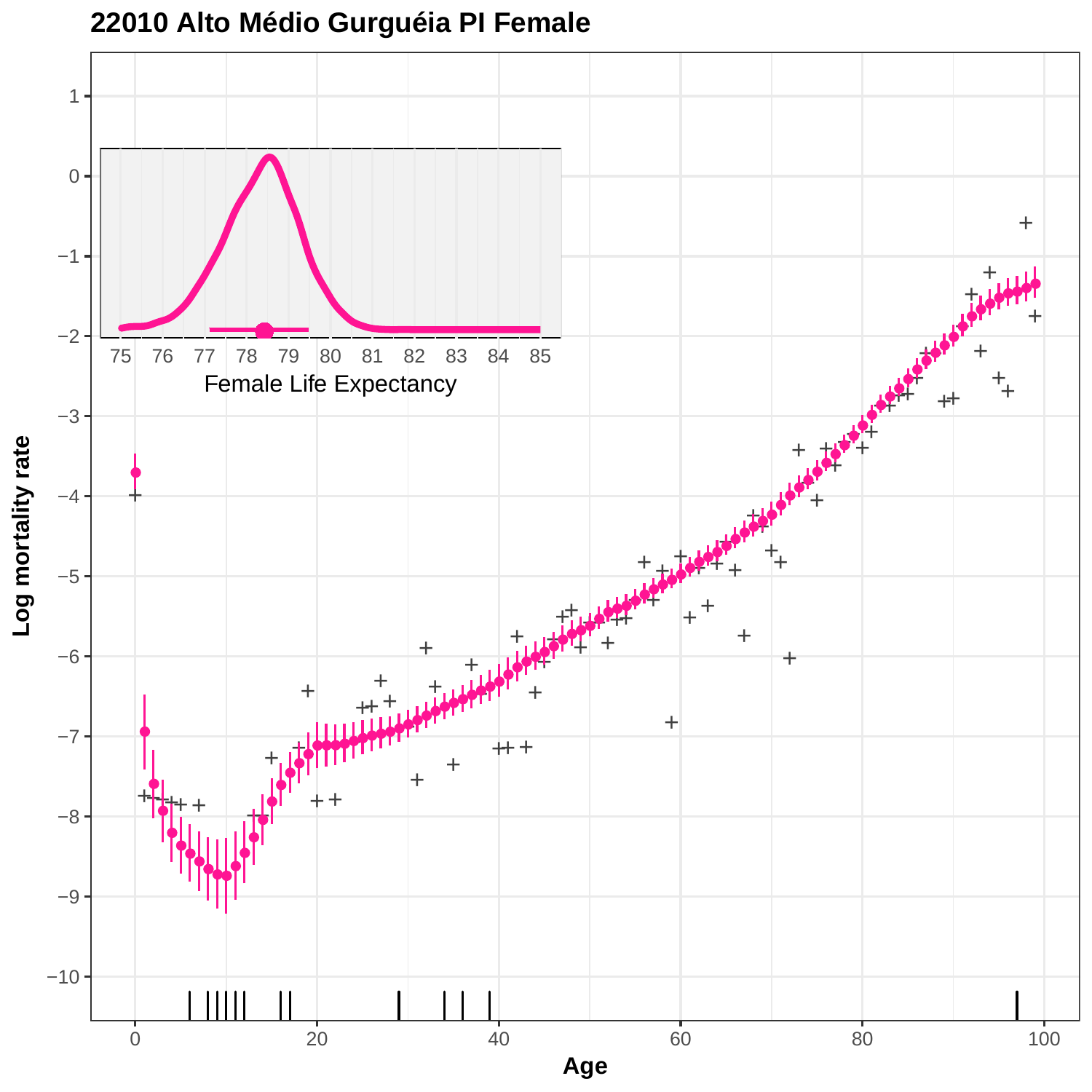# 22010 Alto Médio Gurguéia PI Female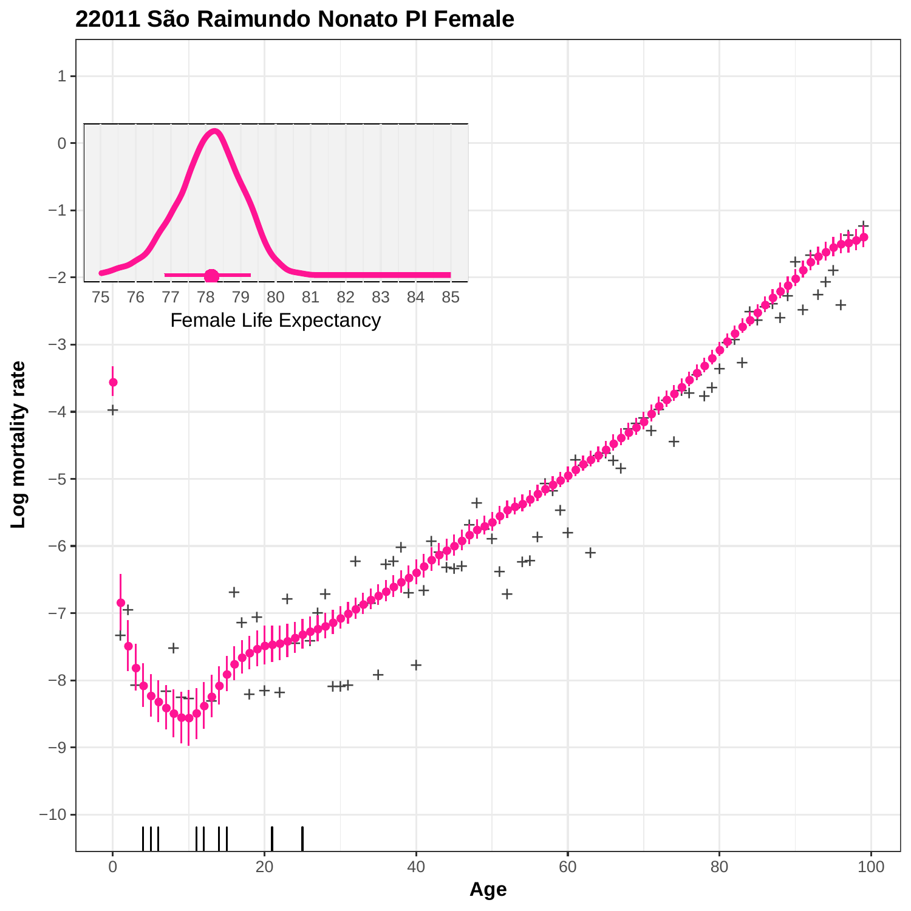# 22011 São Raimundo Nonato PI Female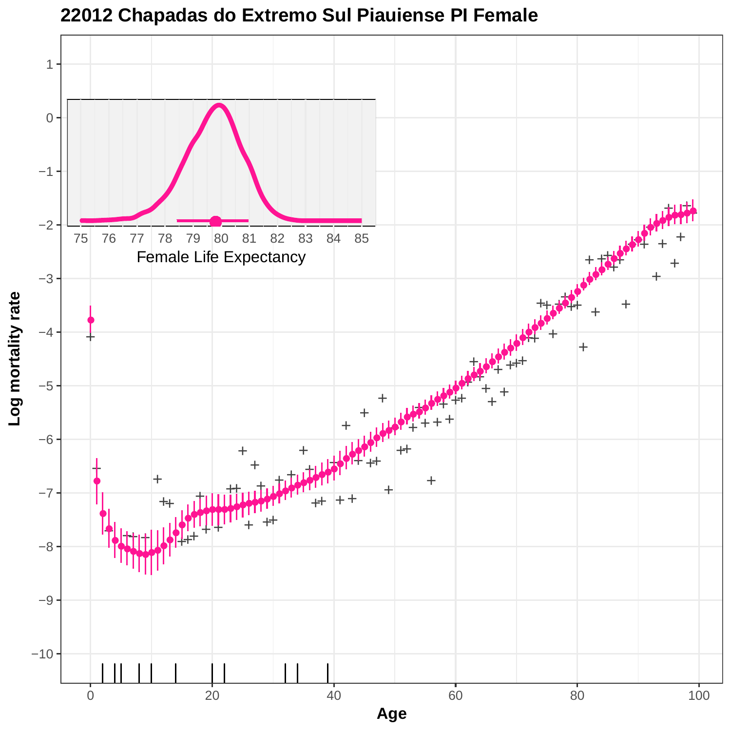# 22012 Chapadas do Extremo Sul Piauiense PI Female

Log mortality rate

Age

Female Life Expectancy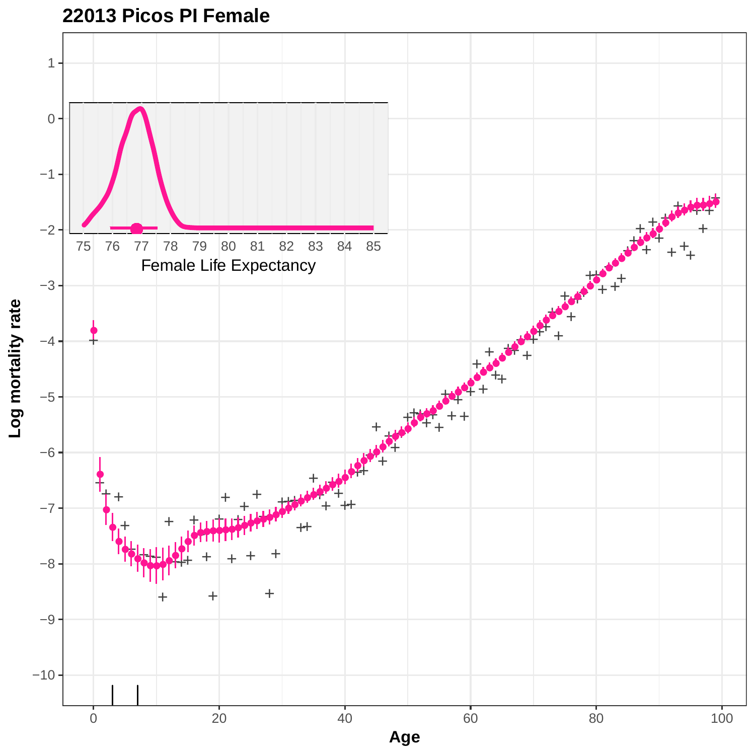# 22013 Picos PI Female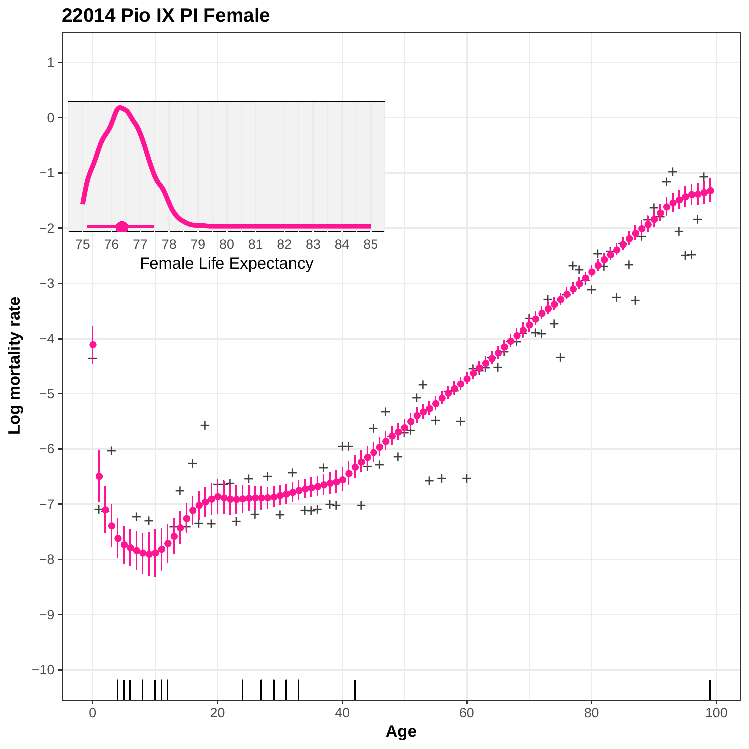# 22014 Pio IX PI Female

Female Life Expectancy

Log mortality rate

Age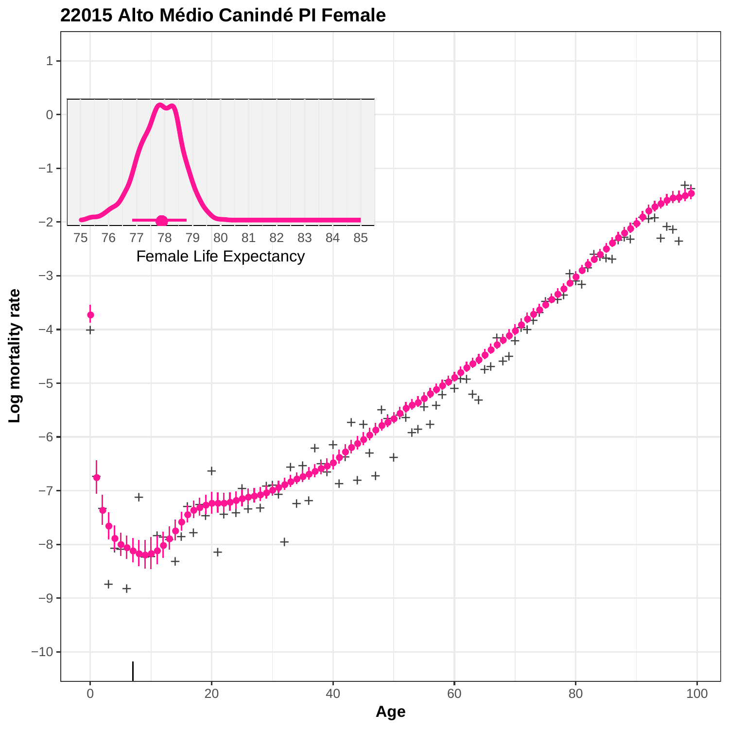# 22015 Alto Médio Canindé PI Female

Log mortality rate

1
0
−1
−2
−3
−4
−5
−6
−7
−8
−9
−10

Age

0
20
40
60
80
100

75
76
77
78
79
80
81
82
83
84
85

Female Life Expectancy